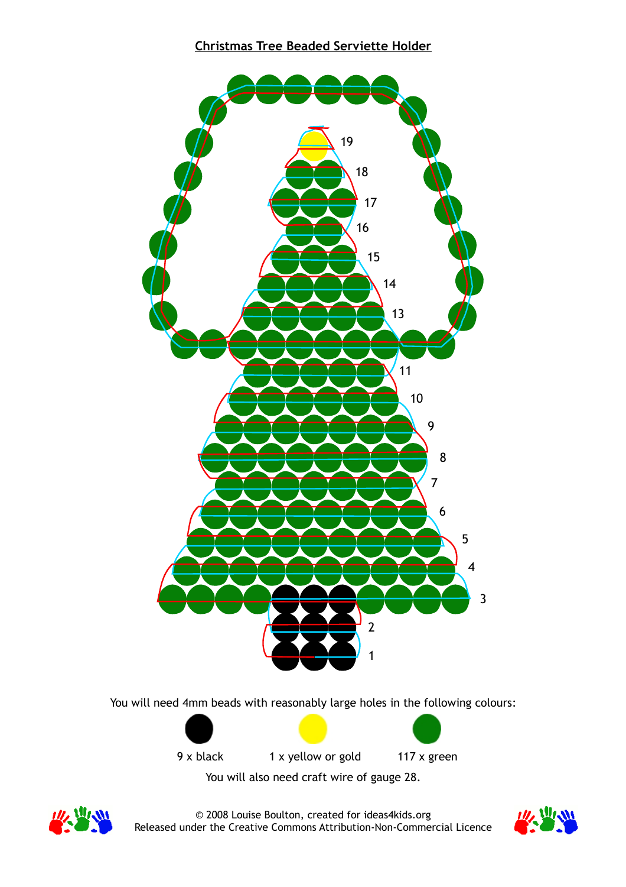# Christmas Tree Beaded Serviette Holder

19

18

17

16

15

14

13

11

10

9

8

7

6

5

4

3

2

1

You will need 4mm beads with reasonably large holes in the following colours:

9 x black

1 x yellow or gold

117 x green

You will also need craft wire of gauge 28.

© 2008 Louise Boulton, created for ideas4kids.org
Released under the Creative Commons Attribution-Non-Commercial Licence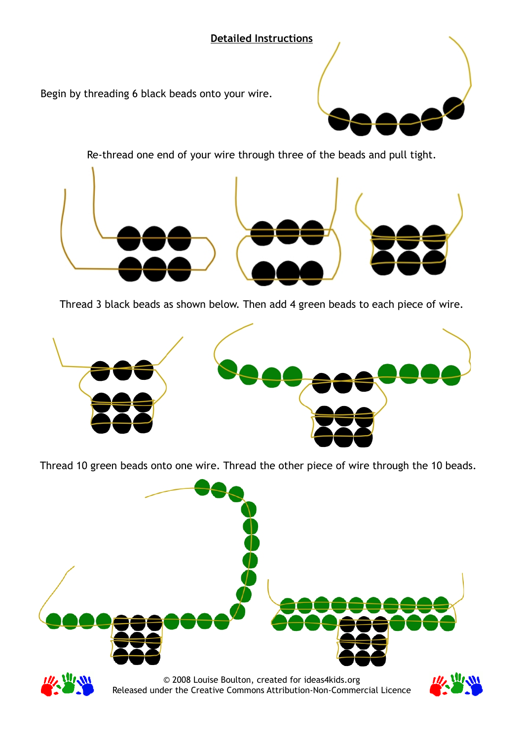## Detailed Instructions

Begin by threading 6 black beads onto your wire.

Re-thread one end of your wire through three of the beads and pull tight.

Thread 3 black beads as shown below. Then add 4 green beads to each piece of wire.

Thread 10 green beads onto one wire. Thread the other piece of wire through the 10 beads.

© 2008 Louise Boulton, created for ideas4kids.org
Released under the Creative Commons Attribution-Non-Commercial Licence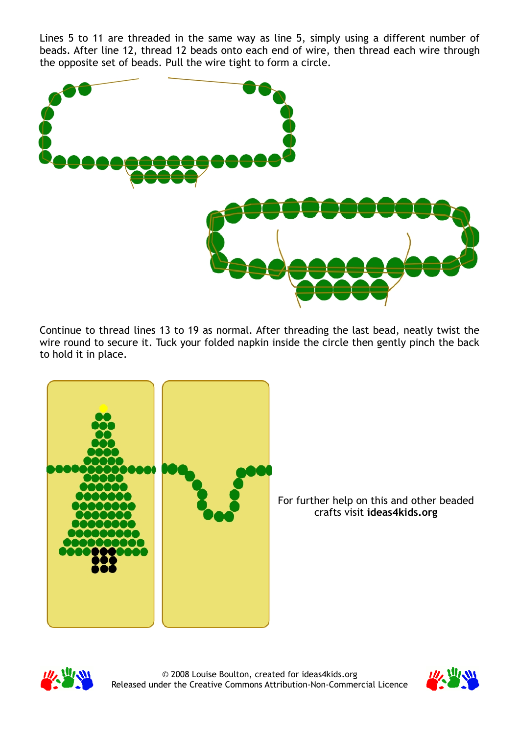Lines 5 to 11 are threaded in the same way as line 5, simply using a different number of beads. After line 12, thread 12 beads onto each end of wire, then thread each wire through the opposite set of beads. Pull the wire tight to form a circle.

Continue to thread lines 13 to 19 as normal. After threading the last bead, neatly twist the wire round to secure it. Tuck your folded napkin inside the circle then gently pinch the back to hold it in place.

For further help on this and other beaded crafts visit **ideas4kids.org**

© 2008 Louise Boulton, created for ideas4kids.org
Released under the Creative Commons Attribution-Non-Commercial Licence